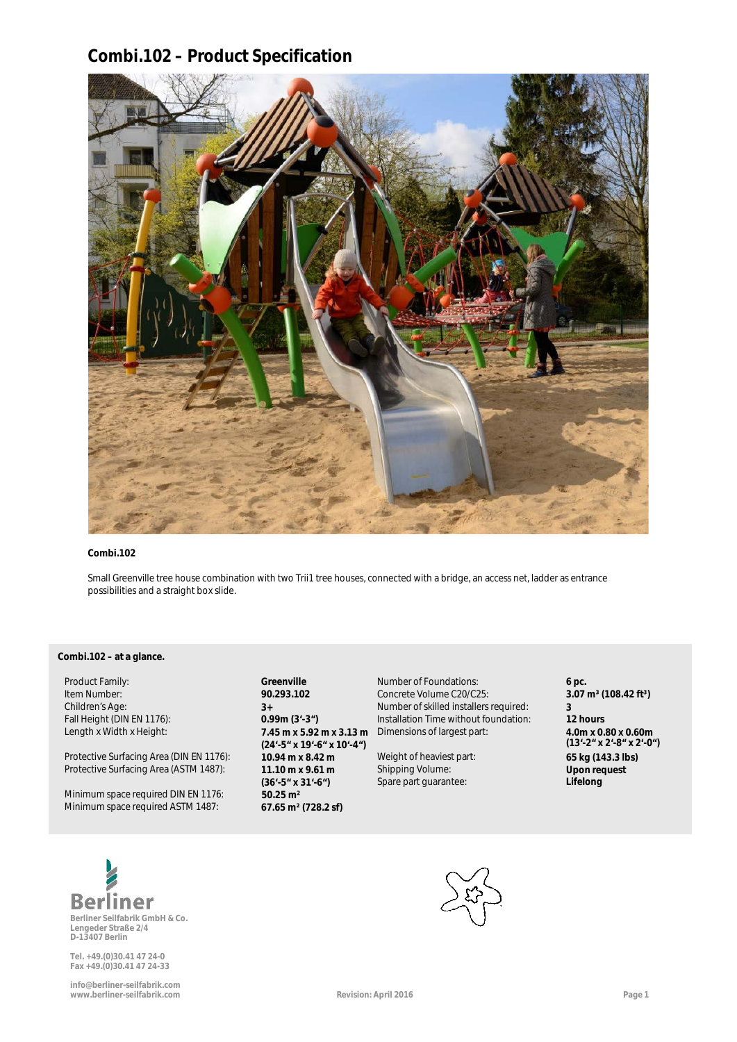# Combi.102 – Product Specification

**Combi.102**

Small Greenville tree house combination with two Trii1 tree houses, connected with a bridge, an access net, ladder as entrance possibilities and a straight box slide.

**Combi.102 – at a glance.**

| | | | |
|---|---|---|---|
| Product Family: | **Greenville** | Number of Foundations: | **6 pc.** |
| Item Number: | **90.293.102** | Concrete Volume C20/C25: | **3.07 m³ (108.42 ft³)** |
| Children's Age: | **3+** | Number of skilled installers required: | **3** |
| Fall Height (DIN EN 1176): | **0.99m (3'-3")** | Installation Time without foundation: | **12 hours** |
| Length x Width x Height: | **7.45 m x 5.92 m x 3.13 m (24'-5" x 19'-6" x 10'-4")** | Dimensions of largest part: | **4.0m x 0.80 x 0.60m (13'-2" x 2'-8" x 2'-0")** |
| Protective Surfacing Area (DIN EN 1176): | **10.94 m x 8.42 m** | Weight of heaviest part: | **65 kg (143.3 lbs)** |
| Protective Surfacing Area (ASTM 1487): | **11.10 m x 9.61 m (36'-5" x 31'-6")** | Shipping Volume: | **Upon request** |
| Minimum space required DIN EN 1176: | **50.25 m²** | Spare part guarantee: | **Lifelong** |
| Minimum space required ASTM 1487: | **67.65 m² (728.2 sf)** | | |

Berliner

Berliner Seilfabrik GmbH & Co.
Lengeder Straße 2/4
D-13407 Berlin

Tel. +49.(0)30.41 47 24-0
Fax +49.(0)30.41 47 24-33

info@berliner-seilfabrik.com
www.berliner-seilfabrik.com

Revision: April 2016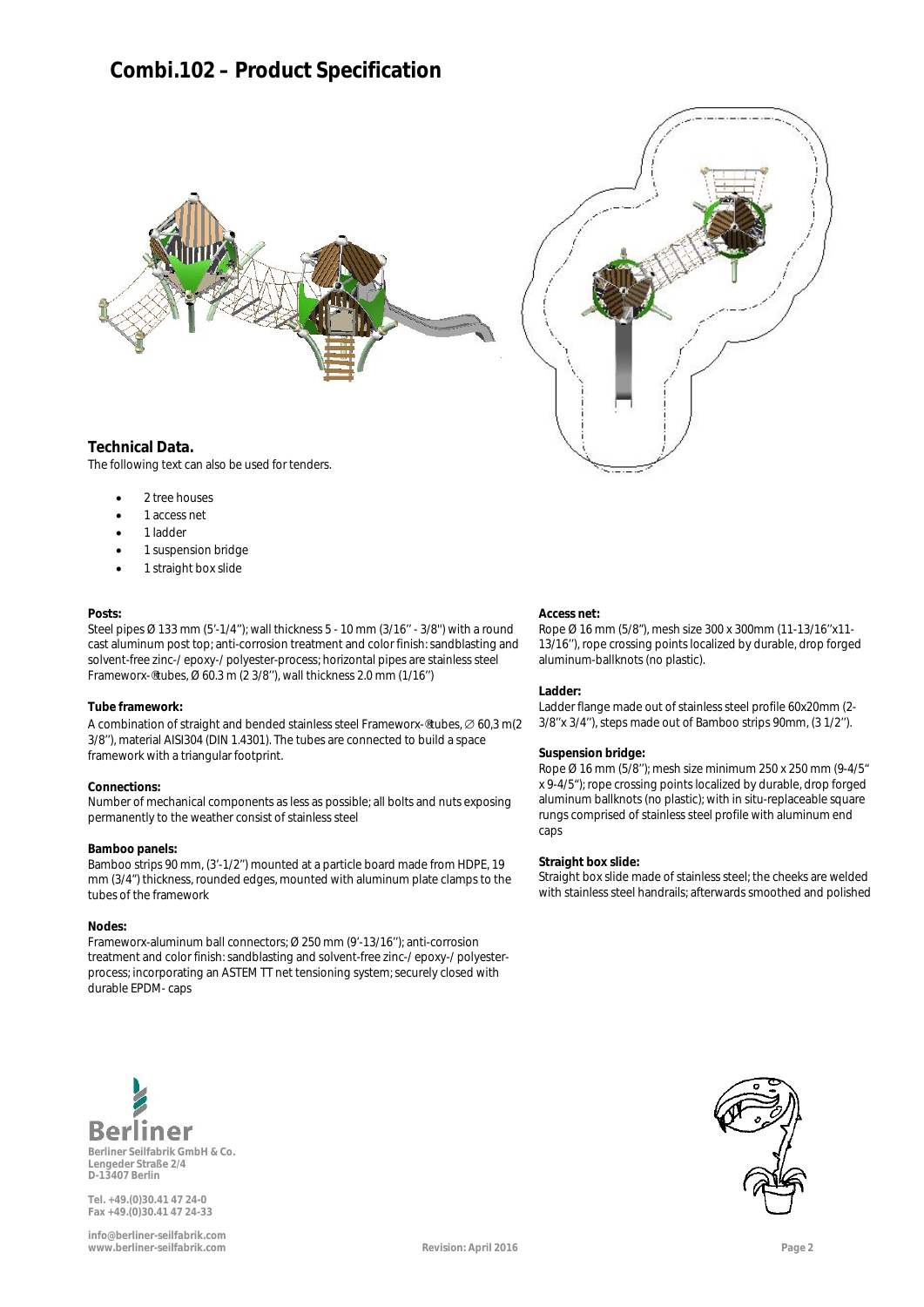# Combi.102 – Product Specification

## Technical Data.

The following text can also be used for tenders.

- 2 tree houses
- 1 access net
- 1 ladder
- 1 suspension bridge
- 1 straight box slide

**Posts:**
Steel pipes Ø 133 mm (5'-1/4''); wall thickness 5 - 10 mm (3/16'' - 3/8'') with a round cast aluminum post top; anti-corrosion treatment and color finish: sandblasting and solvent-free zinc-/ epoxy-/ polyester-process; horizontal pipes are stainless steel Frameworx-®tubes, Ø 60.3 m (2 3/8''), wall thickness 2.0 mm (1/16'')

**Tube framework:**
A combination of straight and bended stainless steel Frameworx-®tubes, ∅ 60,3 m(2 3/8''), material AISI304 (DIN 1.4301). The tubes are connected to build a space framework with a triangular footprint.

**Connections:**
Number of mechanical components as less as possible; all bolts and nuts exposing permanently to the weather consist of stainless steel

**Bamboo panels:**
Bamboo strips 90 mm, (3'-1/2'') mounted at a particle board made from HDPE, 19 mm (3/4'') thickness, rounded edges, mounted with aluminum plate clamps to the tubes of the framework

**Nodes:**
Frameworx-aluminum ball connectors; Ø 250 mm (9'-13/16''); anti-corrosion treatment and color finish: sandblasting and solvent-free zinc-/ epoxy-/ polyester-process; incorporating an ASTEM TT net tensioning system; securely closed with durable EPDM- caps

**Access net:**
Rope Ø 16 mm (5/8''), mesh size 300 x 300mm (11-13/16''x11-13/16''), rope crossing points localized by durable, drop forged aluminum-ballknots (no plastic).

**Ladder:**
Ladder flange made out of stainless steel profile 60x20mm (2-3/8''x 3/4''), steps made out of Bamboo strips 90mm, (3 1/2'').

**Suspension bridge:**
Rope Ø 16 mm (5/8''); mesh size minimum 250 x 250 mm (9-4/5" x 9-4/5"); rope crossing points localized by durable, drop forged aluminum ballknots (no plastic); with in situ-replaceable square rungs comprised of stainless steel profile with aluminum end caps

**Straight box slide:**
Straight box slide made of stainless steel; the cheeks are welded with stainless steel handrails; afterwards smoothed and polished

Berliner

Berliner Seilfabrik GmbH & Co.
Lengeder Straße 2/4
D-13407 Berlin

Tel. +49.(0)30.41 47 24-0
Fax +49.(0)30.41 47 24-33

info@berliner-seilfabrik.com
www.berliner-seilfabrik.com

Revision: April 2016